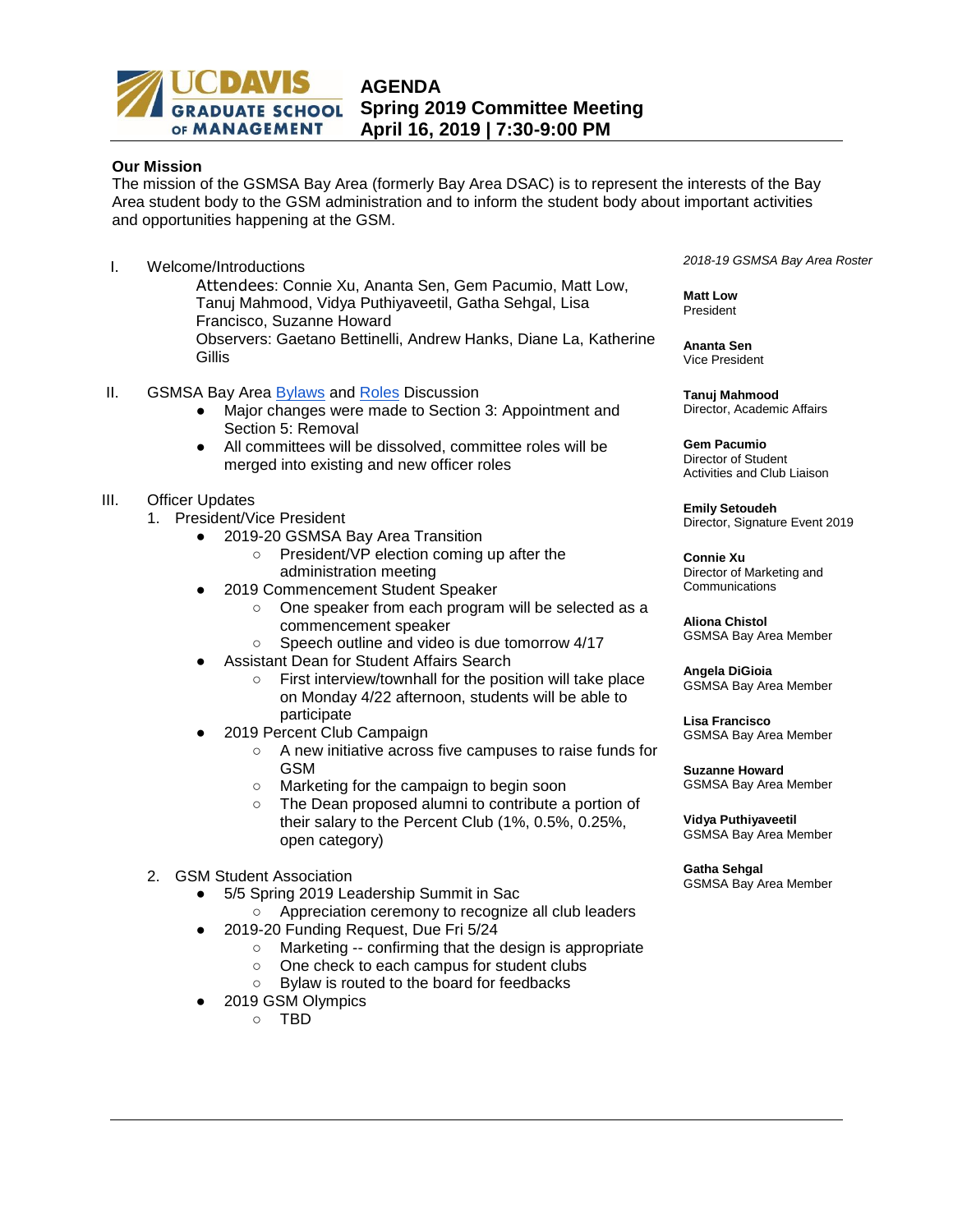# AGENDA
## Spring 2019 Committee Meeting
## April 16, 2019 | 7:30-9:00 PM

**Our Mission**
The mission of the GSMSA Bay Area (formerly Bay Area DSAC) is to represent the interests of the Bay Area student body to the GSM administration and to inform the student body about important activities and opportunities happening at the GSM.

I. Welcome/Introductions

Attendees: Connie Xu, Ananta Sen, Gem Pacumio, Matt Low, Tanuj Mahmood, Vidya Puthiyaveetil, Gatha Sehgal, Lisa Francisco, Suzanne Howard

Observers: Gaetano Bettinelli, Andrew Hanks, Diane La, Katherine Gillis

II. GSMSA Bay Area Bylaws and Roles Discussion
- Major changes were made to Section 3: Appointment and Section 5: Removal
- All committees will be dissolved, committee roles will be merged into existing and new officer roles

III. Officer Updates
1. President/Vice President
   - 2019-20 GSMSA Bay Area Transition
     - President/VP election coming up after the administration meeting
   - 2019 Commencement Student Speaker
     - One speaker from each program will be selected as a commencement speaker
     - Speech outline and video is due tomorrow 4/17
   - Assistant Dean for Student Affairs Search
     - First interview/townhall for the position will take place on Monday 4/22 afternoon, students will be able to participate
   - 2019 Percent Club Campaign
     - A new initiative across five campuses to raise funds for GSM
     - Marketing for the campaign to begin soon
     - The Dean proposed alumni to contribute a portion of their salary to the Percent Club (1%, 0.5%, 0.25%, open category)
2. GSM Student Association
   - 5/5 Spring 2019 Leadership Summit in Sac
     - Appreciation ceremony to recognize all club leaders
   - 2019-20 Funding Request, Due Fri 5/24
     - Marketing -- confirming that the design is appropriate
     - One check to each campus for student clubs
     - Bylaw is routed to the board for feedbacks
   - 2019 GSM Olympics
     - TBD

*2018-19 GSMSA Bay Area Roster*

**Matt Low**
President

**Ananta Sen**
Vice President

**Tanuj Mahmood**
Director, Academic Affairs

**Gem Pacumio**
Director of Student Activities and Club Liaison

**Emily Setoudeh**
Director, Signature Event 2019

**Connie Xu**
Director of Marketing and Communications

**Aliona Chistol**
GSMSA Bay Area Member

**Angela DiGioia**
GSMSA Bay Area Member

**Lisa Francisco**
GSMSA Bay Area Member

**Suzanne Howard**
GSMSA Bay Area Member

**Vidya Puthiyaveetil**
GSMSA Bay Area Member

**Gatha Sehgal**
GSMSA Bay Area Member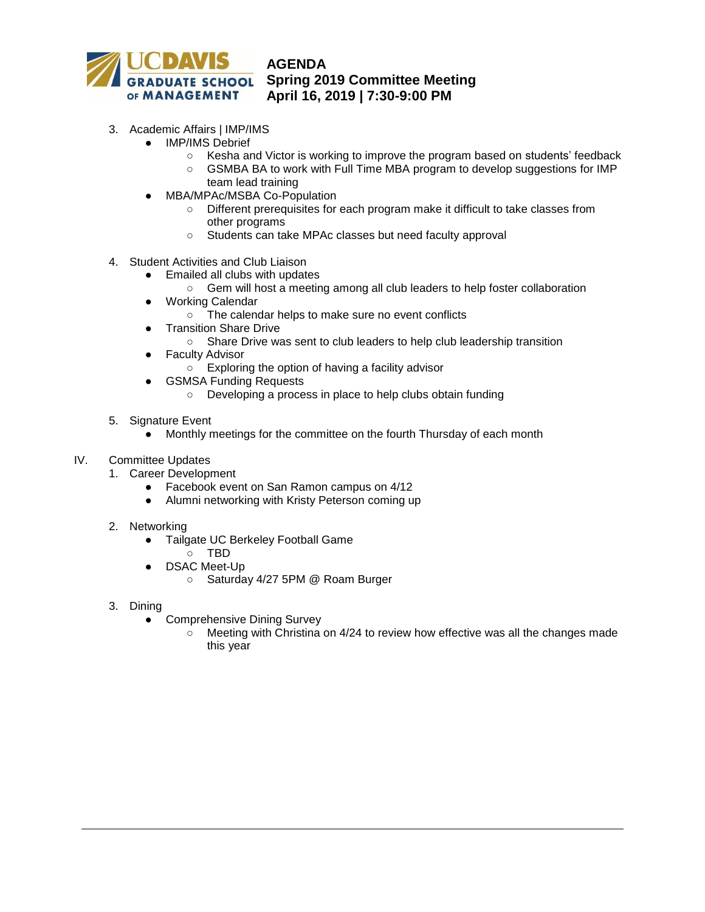**AGENDA**
**Spring 2019 Committee Meeting**
**April 16, 2019 | 7:30-9:00 PM**

3. Academic Affairs | IMP/IMS
    - IMP/IMS Debrief
        - Kesha and Victor is working to improve the program based on students' feedback
        - GSMBA BA to work with Full Time MBA program to develop suggestions for IMP team lead training
    - MBA/MPAc/MSBA Co-Population
        - Different prerequisites for each program make it difficult to take classes from other programs
        - Students can take MPAc classes but need faculty approval

4. Student Activities and Club Liaison
    - Emailed all clubs with updates
        - Gem will host a meeting among all club leaders to help foster collaboration
    - Working Calendar
        - The calendar helps to make sure no event conflicts
    - Transition Share Drive
        - Share Drive was sent to club leaders to help club leadership transition
    - Faculty Advisor
        - Exploring the option of having a facility advisor
    - GSMSA Funding Requests
        - Developing a process in place to help clubs obtain funding

5. Signature Event
    - Monthly meetings for the committee on the fourth Thursday of each month

IV. Committee Updates

1. Career Development
    - Facebook event on San Ramon campus on 4/12
    - Alumni networking with Kristy Peterson coming up

2. Networking
    - Tailgate UC Berkeley Football Game
        - TBD
    - DSAC Meet-Up
        - Saturday 4/27 5PM @ Roam Burger

3. Dining
    - Comprehensive Dining Survey
        - Meeting with Christina on 4/24 to review how effective was all the changes made this year